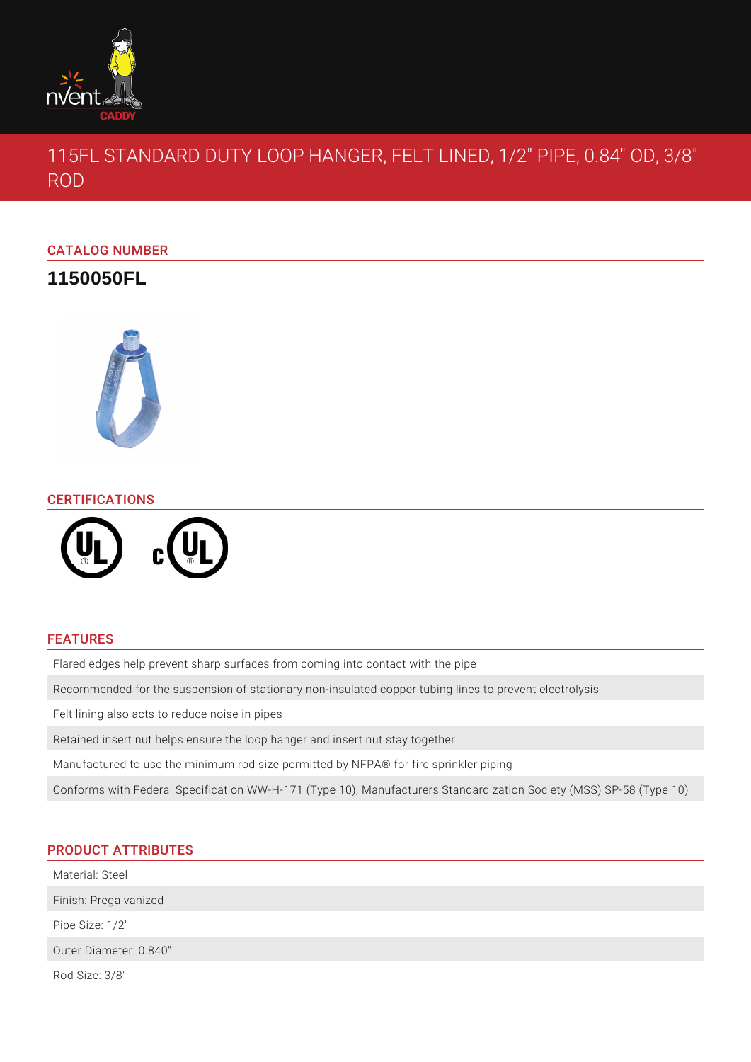# 115FL STANDARD DUTY LOOP HANGER, FELT LINED, 1/2" PIPE, 0.84" OD, 3/8" ROD

## CATALOG NUMBER

**1150050FL**

## CERTIFICATIONS

## FEATURES

- Flared edges help prevent sharp surfaces from coming into contact with the pipe
- Recommended for the suspension of stationary non-insulated copper tubing lines to prevent electrolysis
- Felt lining also acts to reduce noise in pipes
- Retained insert nut helps ensure the loop hanger and insert nut stay together
- Manufactured to use the minimum rod size permitted by NFPA® for fire sprinkler piping
- Conforms with Federal Specification WW-H-171 (Type 10), Manufacturers Standardization Society (MSS) SP-58 (Type 10)

## PRODUCT ATTRIBUTES

- Material: Steel
- Finish: Pregalvanized
- Pipe Size: 1/2"
- Outer Diameter: 0.840"
- Rod Size: 3/8"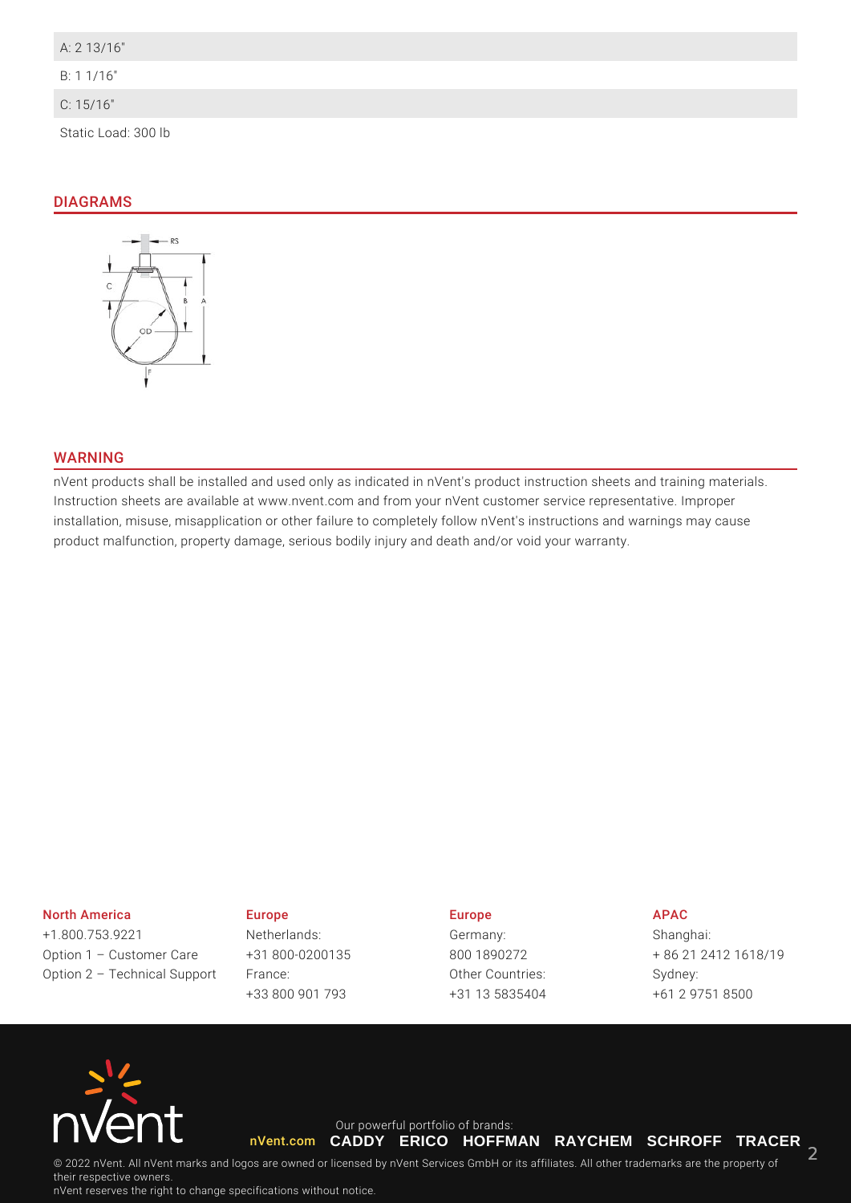| | |
|---|---|
| A: 2 13/16" | |
| B: 1 1/16" | |
| C: 15/16" | |
| Static Load: 300 lb | |

## DIAGRAMS

RS

C

B

A

OD

F

## WARNING

nVent products shall be installed and used only as indicated in nVent's product instruction sheets and training materials. Instruction sheets are available at www.nvent.com and from your nVent customer service representative. Improper installation, misuse, misapplication or other failure to completely follow nVent's instructions and warnings may cause product malfunction, property damage, serious bodily injury and death and/or void your warranty.

**North America**
+1.800.753.9221
Option 1 – Customer Care
Option 2 – Technical Support

**Europe**
Netherlands:
+31 800-0200135
France:
+33 800 901 793

**Europe**
Germany:
800 1890272
Other Countries:
+31 13 5835404

**APAC**
Shanghai:
+ 86 21 2412 1618/19
Sydney:
+61 2 9751 8500

Our powerful portfolio of brands:
nVent.com **CADDY ERICO HOFFMAN RAYCHEM SCHROFF TRACER**

© 2022 nVent. All nVent marks and logos are owned or licensed by nVent Services GmbH or its affiliates. All other trademarks are the property of their respective owners.
nVent reserves the right to change specifications without notice.